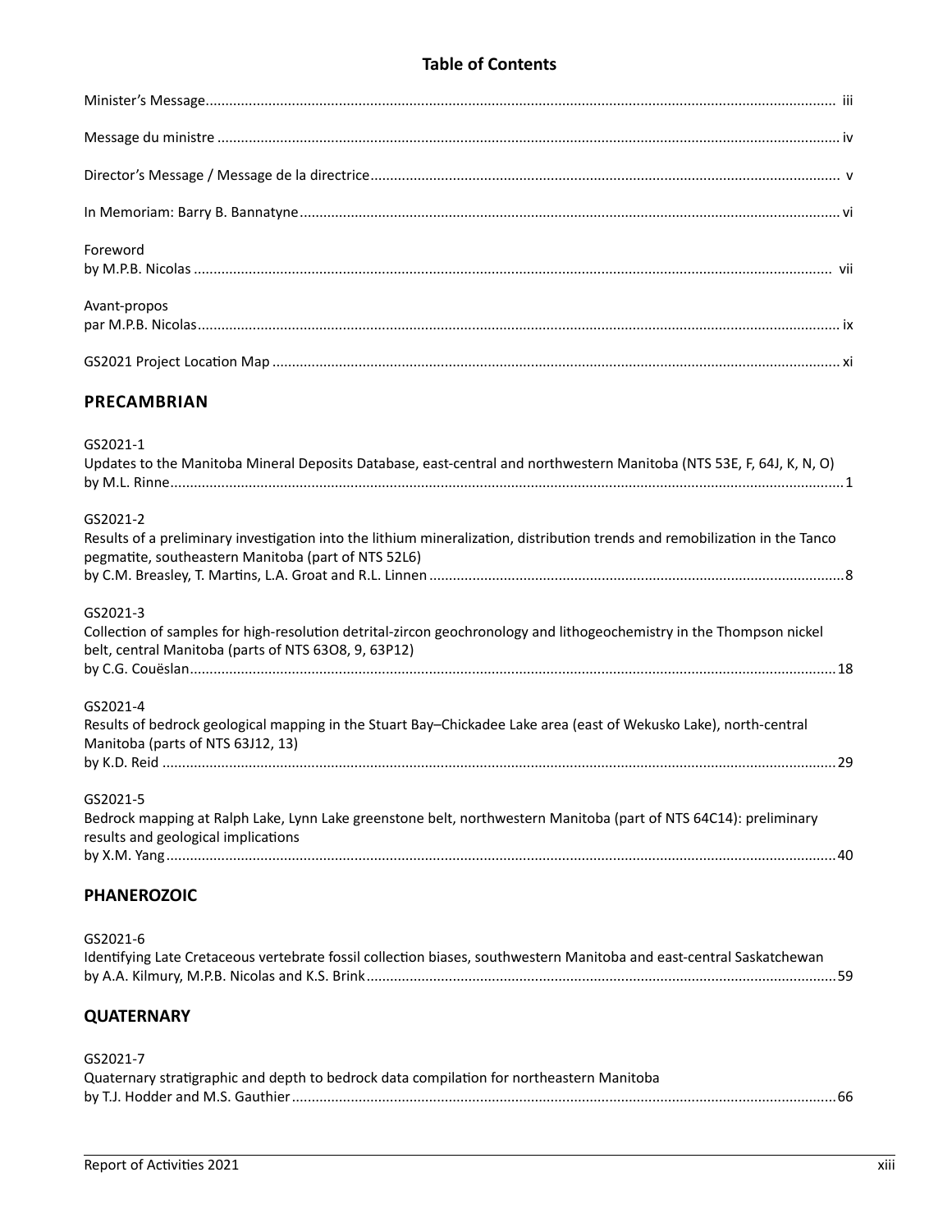# Table of Contents

Minister's Message ..... iii

Message du ministre ..... iv

Director's Message / Message de la directrice ..... v

In Memoriam: Barry B. Bannatyne ..... vi

Foreword
by M.P.B. Nicolas ..... vii

Avant-propos
par M.P.B. Nicolas ..... ix

GS2021 Project Location Map ..... xi

## PRECAMBRIAN

GS2021-1
Updates to the Manitoba Mineral Deposits Database, east-central and northwestern Manitoba (NTS 53E, F, 64J, K, N, O)
by M.L. Rinne ..... 1

GS2021-2
Results of a preliminary investigation into the lithium mineralization, distribution trends and remobilization in the Tanco pegmatite, southeastern Manitoba (part of NTS 52L6)
by C.M. Breasley, T. Martins, L.A. Groat and R.L. Linnen ..... 8

GS2021-3
Collection of samples for high-resolution detrital-zircon geochronology and lithogeochemistry in the Thompson nickel belt, central Manitoba (parts of NTS 63O8, 9, 63P12)
by C.G. Couëslan ..... 18

GS2021-4
Results of bedrock geological mapping in the Stuart Bay–Chickadee Lake area (east of Wekusko Lake), north-central Manitoba (parts of NTS 63J12, 13)
by K.D. Reid ..... 29

GS2021-5
Bedrock mapping at Ralph Lake, Lynn Lake greenstone belt, northwestern Manitoba (part of NTS 64C14): preliminary results and geological implications
by X.M. Yang ..... 40

## PHANEROZOIC

GS2021-6
Identifying Late Cretaceous vertebrate fossil collection biases, southwestern Manitoba and east-central Saskatchewan
by A.A. Kilmury, M.P.B. Nicolas and K.S. Brink ..... 59

## QUATERNARY

GS2021-7
Quaternary stratigraphic and depth to bedrock data compilation for northeastern Manitoba
by T.J. Hodder and M.S. Gauthier ..... 66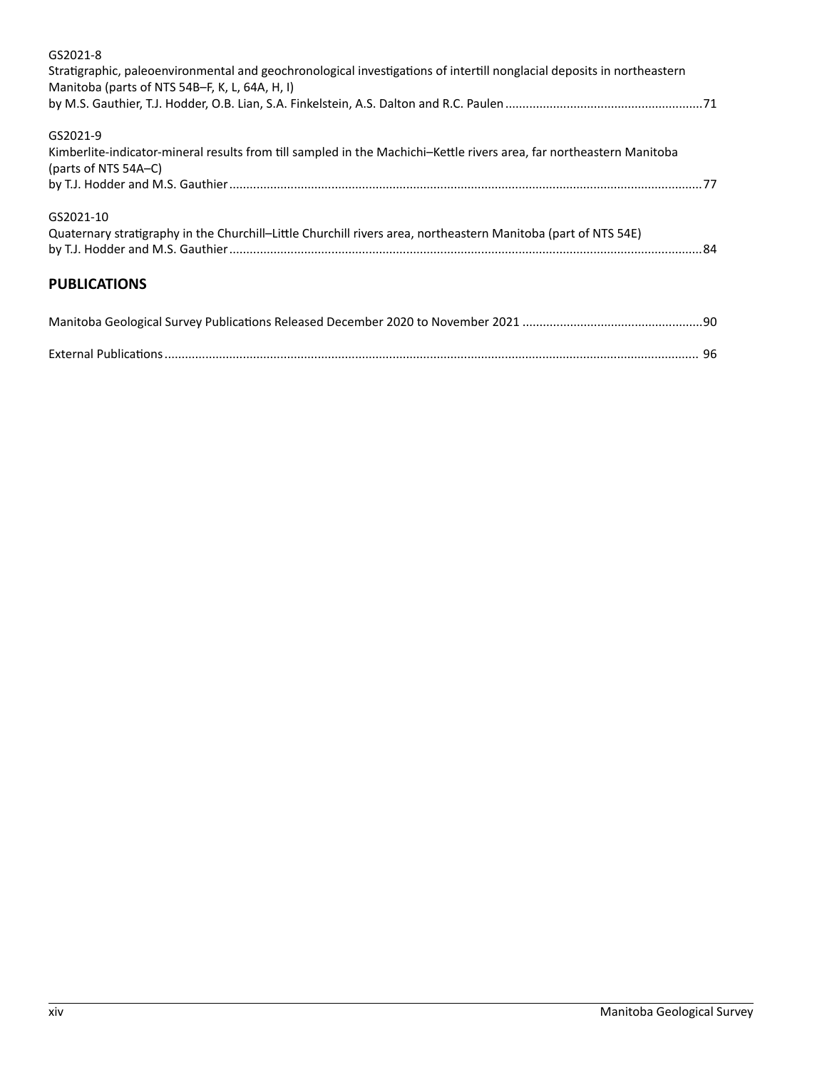GS2021-8
Stratigraphic, paleoenvironmental and geochronological investigations of intertill nonglacial deposits in northeastern Manitoba (parts of NTS 54B–F, K, L, 64A, H, I)
by M.S. Gauthier, T.J. Hodder, O.B. Lian, S.A. Finkelstein, A.S. Dalton and R.C. Paulen ........................................................71

GS2021-9
Kimberlite-indicator-mineral results from till sampled in the Machichi–Kettle rivers area, far northeastern Manitoba (parts of NTS 54A–C)
by T.J. Hodder and M.S. Gauthier ........................................................................................................................................77

GS2021-10
Quaternary stratigraphy in the Churchill–Little Churchill rivers area, northeastern Manitoba (part of NTS 54E)
by T.J. Hodder and M.S. Gauthier ........................................................................................................................................84

## PUBLICATIONS

Manitoba Geological Survey Publications Released December 2020 to November 2021 ....................................................90

External Publications ........................................................................................................................................ 96